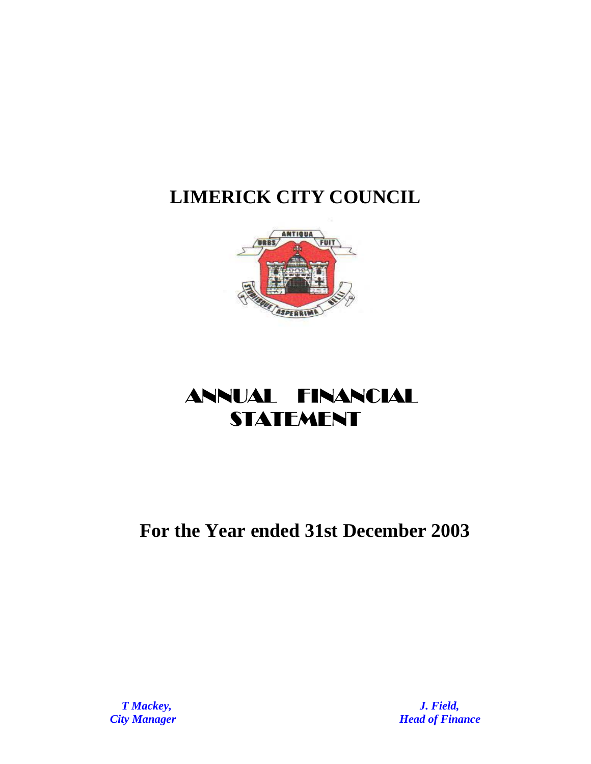# LIMERICK CITY COUNCIL

# ANNUAL FINANCIAL STATEMENT

## For the Year ended 31st December 2003

***T Mackey,***
***City Manager***

***J. Field,***
***Head of Finance***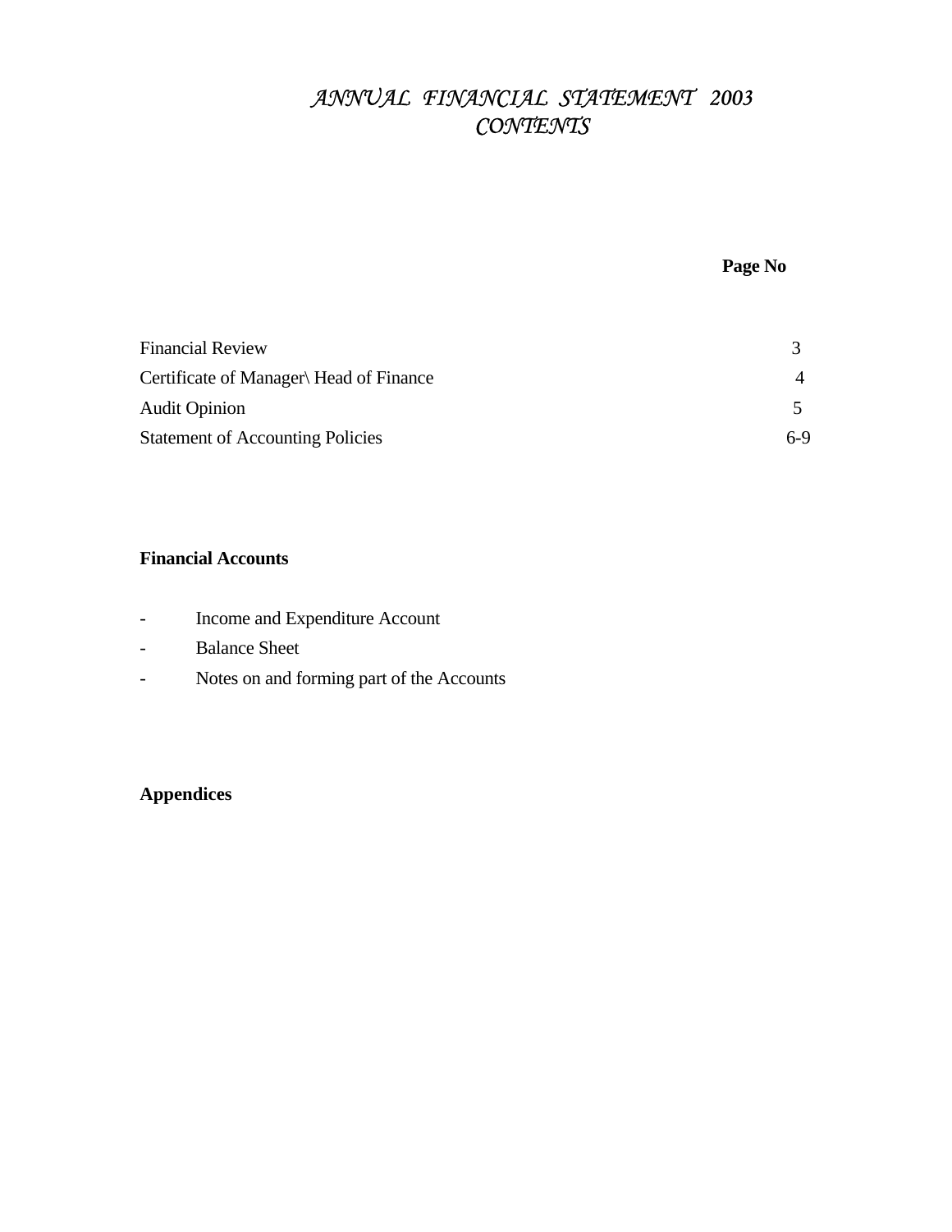# *ANNUAL FINANCIAL STATEMENT 2003*
## *CONTENTS*

| | **Page No** |
|---|---|
| Financial Review | 3 |
| Certificate of Manager\ Head of Finance | 4 |
| Audit Opinion | 5 |
| Statement of Accounting Policies | 6-9 |

**Financial Accounts**

- Income and Expenditure Account
- Balance Sheet
- Notes on and forming part of the Accounts

**Appendices**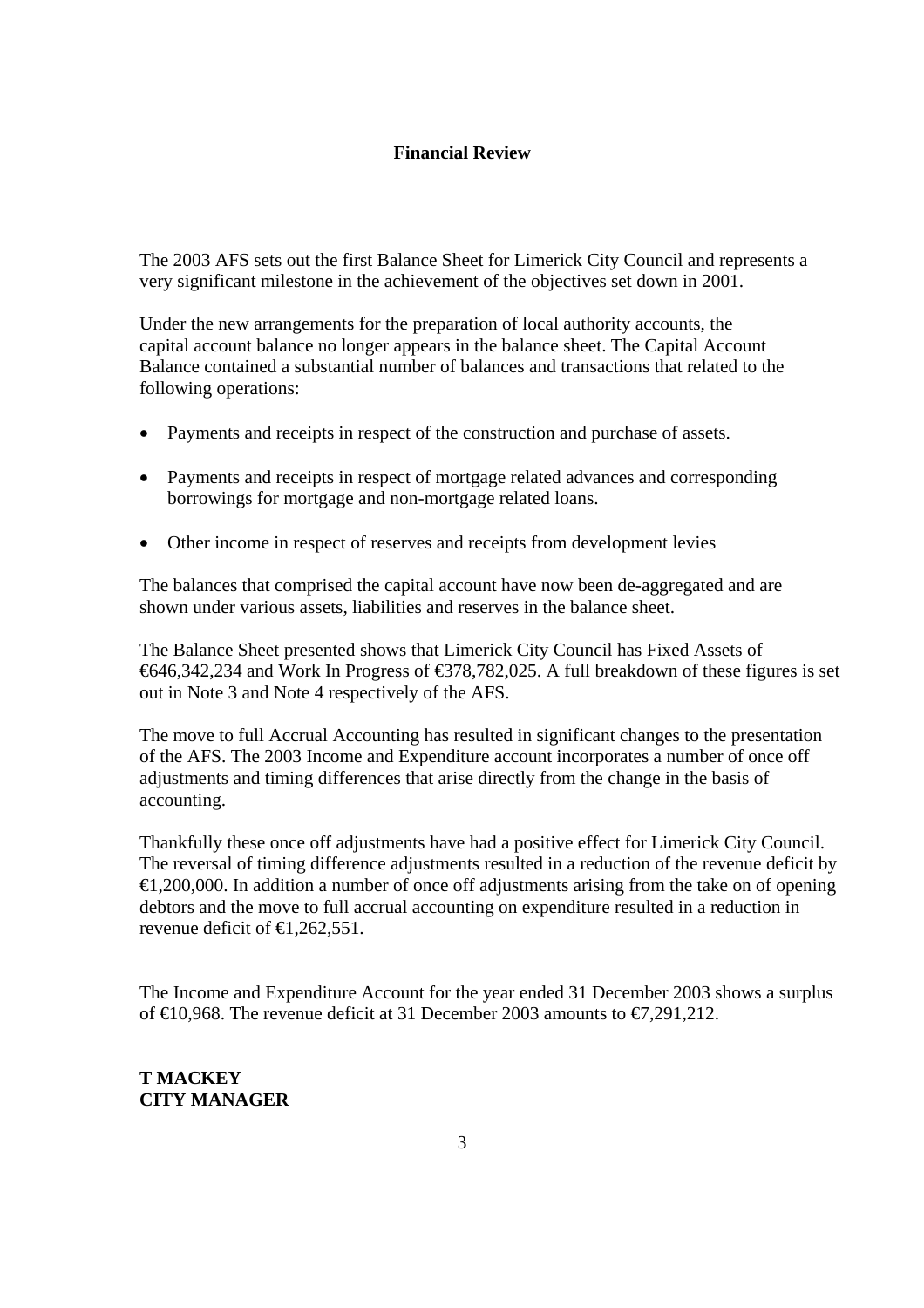# Financial Review

The 2003 AFS sets out the first Balance Sheet for Limerick City Council and represents a very significant milestone in the achievement of the objectives set down in 2001.

Under the new arrangements for the preparation of local authority accounts, the capital account balance no longer appears in the balance sheet. The Capital Account Balance contained a substantial number of balances and transactions that related to the following operations:

- Payments and receipts in respect of the construction and purchase of assets.
- Payments and receipts in respect of mortgage related advances and corresponding borrowings for mortgage and non-mortgage related loans.
- Other income in respect of reserves and receipts from development levies

The balances that comprised the capital account have now been de-aggregated and are shown under various assets, liabilities and reserves in the balance sheet.

The Balance Sheet presented shows that Limerick City Council has Fixed Assets of €646,342,234 and Work In Progress of €378,782,025. A full breakdown of these figures is set out in Note 3 and Note 4 respectively of the AFS.

The move to full Accrual Accounting has resulted in significant changes to the presentation of the AFS. The 2003 Income and Expenditure account incorporates a number of once off adjustments and timing differences that arise directly from the change in the basis of accounting.

Thankfully these once off adjustments have had a positive effect for Limerick City Council. The reversal of timing difference adjustments resulted in a reduction of the revenue deficit by €1,200,000. In addition a number of once off adjustments arising from the take on of opening debtors and the move to full accrual accounting on expenditure resulted in a reduction in revenue deficit of €1,262,551.

The Income and Expenditure Account for the year ended 31 December 2003 shows a surplus of €10,968. The revenue deficit at 31 December 2003 amounts to €7,291,212.

**T MACKEY**
**CITY MANAGER**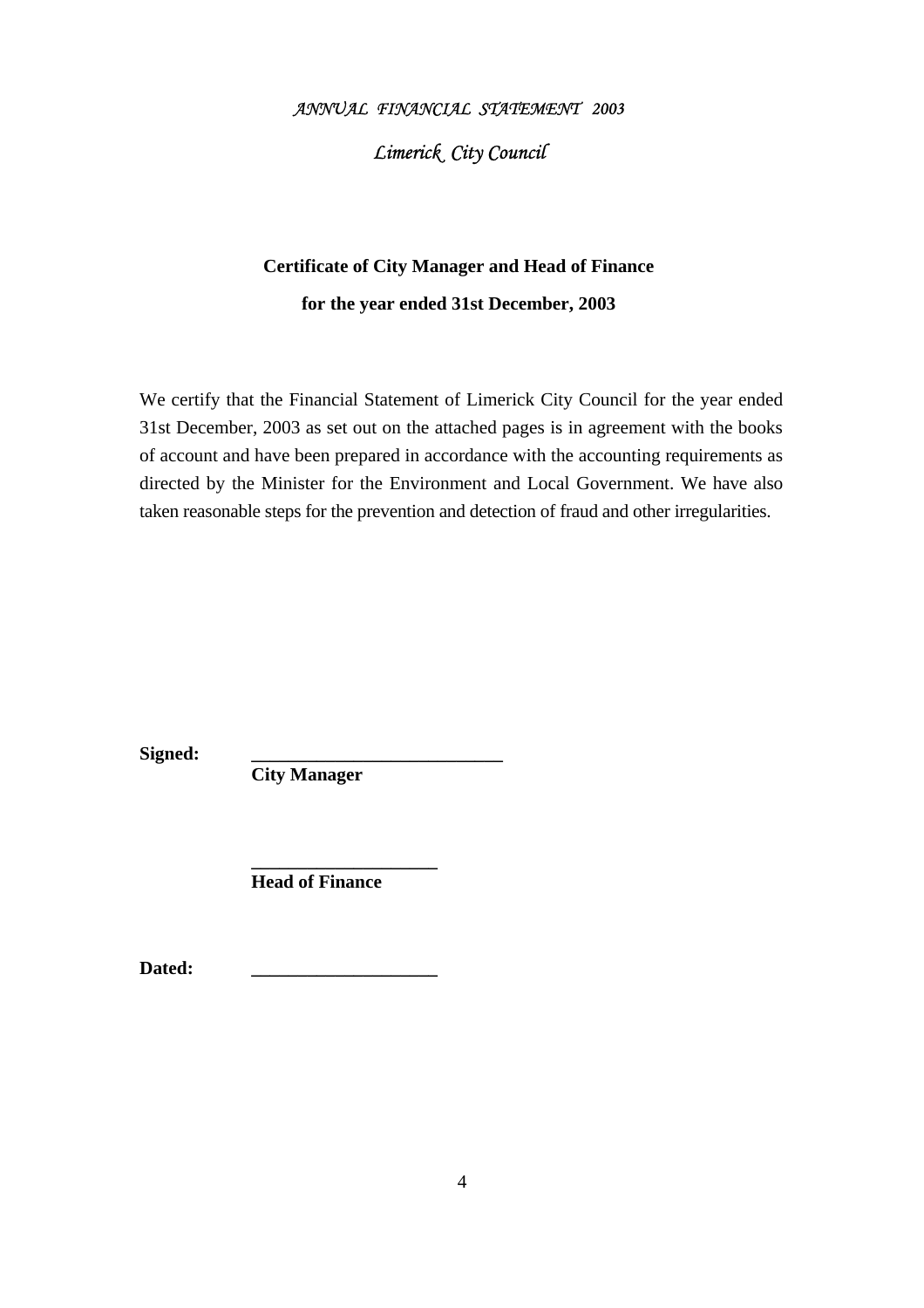# Certificate of City Manager and Head of Finance

**for the year ended 31st December, 2003**

We certify that the Financial Statement of Limerick City Council for the year ended 31st December, 2003 as set out on the attached pages is in agreement with the books of account and have been prepared in accordance with the accounting requirements as directed by the Minister for the Environment and Local Government. We have also taken reasonable steps for the prevention and detection of fraud and other irregularities.

**Signed:** ___________________________

**City Manager**

___________________

**Head of Finance**

**Dated:** ___________________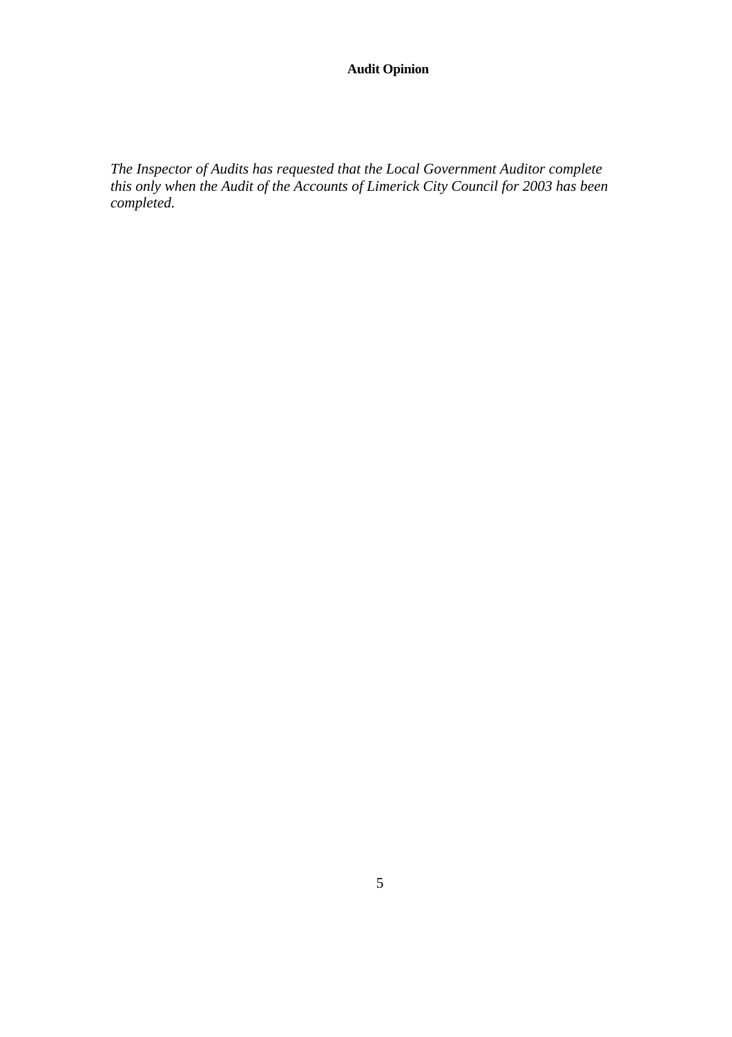## Audit Opinion

*The Inspector of Audits has requested that the Local Government Auditor complete this only when the Audit of the Accounts of Limerick City Council for 2003 has been completed.*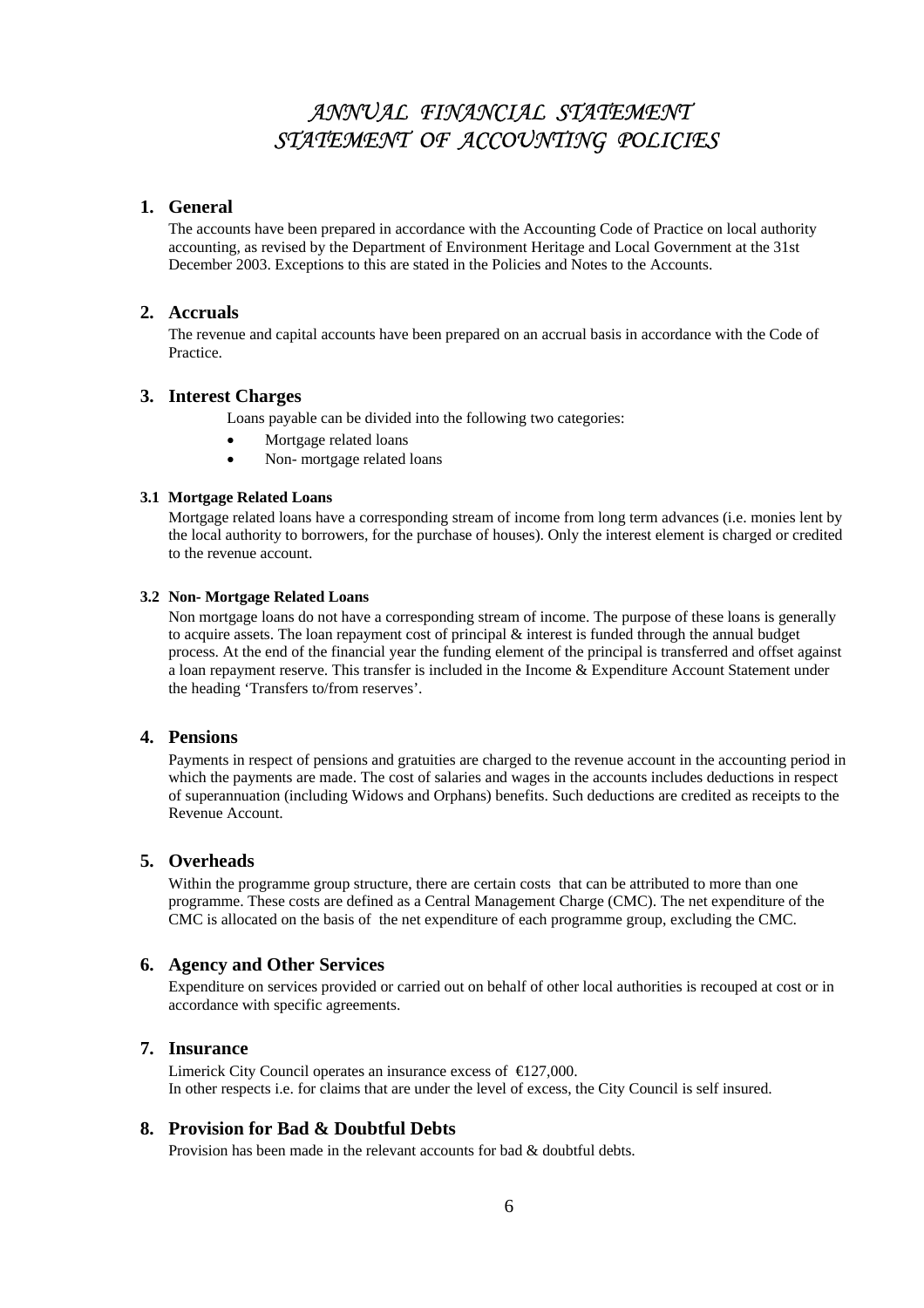# ANNUAL FINANCIAL STATEMENT
# STATEMENT OF ACCOUNTING POLICIES

## 1. General

The accounts have been prepared in accordance with the Accounting Code of Practice on local authority accounting, as revised by the Department of Environment Heritage and Local Government at the 31st December 2003. Exceptions to this are stated in the Policies and Notes to the Accounts.

## 2. Accruals

The revenue and capital accounts have been prepared on an accrual basis in accordance with the Code of Practice.

## 3. Interest Charges

Loans payable can be divided into the following two categories:

- Mortgage related loans
- Non- mortgage related loans

### 3.1 Mortgage Related Loans

Mortgage related loans have a corresponding stream of income from long term advances (i.e. monies lent by the local authority to borrowers, for the purchase of houses). Only the interest element is charged or credited to the revenue account.

### 3.2 Non- Mortgage Related Loans

Non mortgage loans do not have a corresponding stream of income. The purpose of these loans is generally to acquire assets. The loan repayment cost of principal & interest is funded through the annual budget process. At the end of the financial year the funding element of the principal is transferred and offset against a loan repayment reserve. This transfer is included in the Income & Expenditure Account Statement under the heading 'Transfers to/from reserves'.

## 4. Pensions

Payments in respect of pensions and gratuities are charged to the revenue account in the accounting period in which the payments are made. The cost of salaries and wages in the accounts includes deductions in respect of superannuation (including Widows and Orphans) benefits. Such deductions are credited as receipts to the Revenue Account.

## 5. Overheads

Within the programme group structure, there are certain costs that can be attributed to more than one programme. These costs are defined as a Central Management Charge (CMC). The net expenditure of the CMC is allocated on the basis of the net expenditure of each programme group, excluding the CMC.

## 6. Agency and Other Services

Expenditure on services provided or carried out on behalf of other local authorities is recouped at cost or in accordance with specific agreements.

## 7. Insurance

Limerick City Council operates an insurance excess of €127,000.
In other respects i.e. for claims that are under the level of excess, the City Council is self insured.

## 8. Provision for Bad & Doubtful Debts

Provision has been made in the relevant accounts for bad & doubtful debts.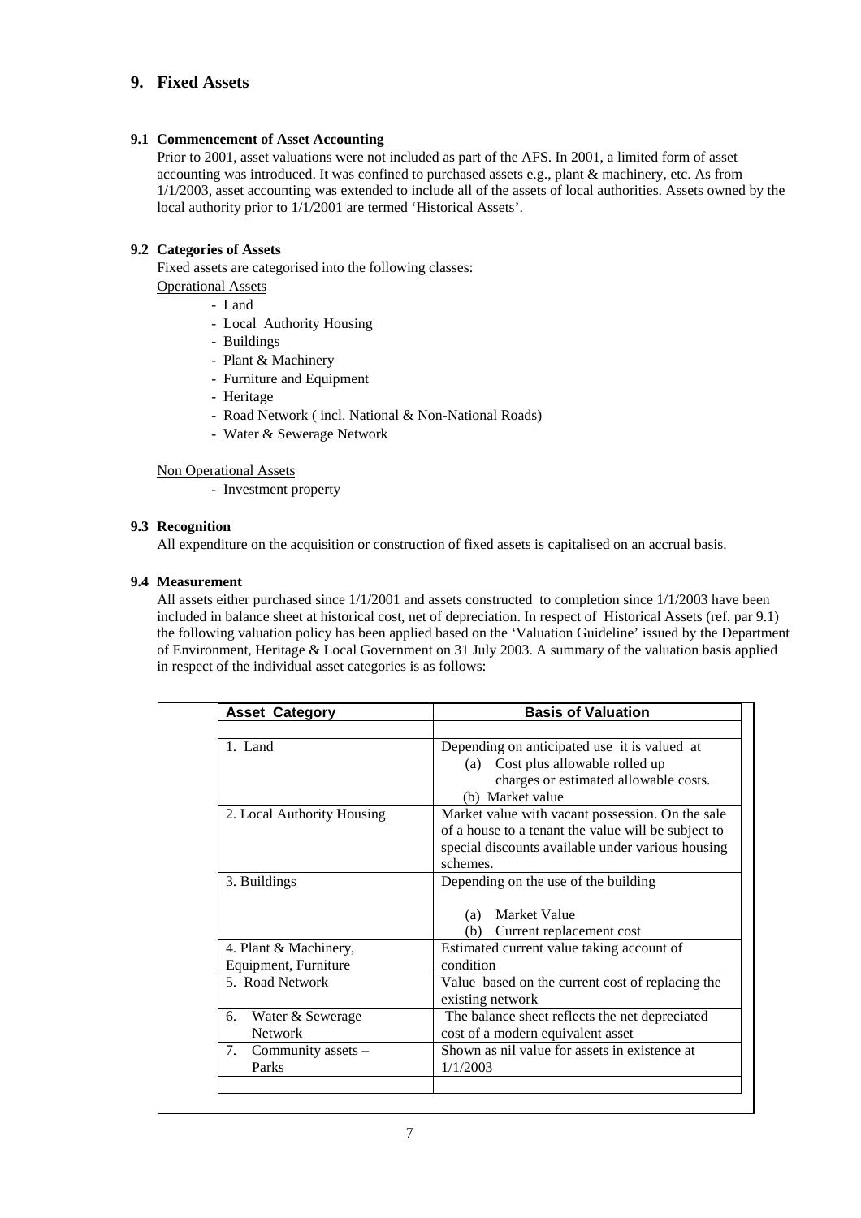## 9. Fixed Assets

### 9.1 Commencement of Asset Accounting

Prior to 2001, asset valuations were not included as part of the AFS. In 2001, a limited form of asset accounting was introduced. It was confined to purchased assets e.g., plant & machinery, etc. As from 1/1/2003, asset accounting was extended to include all of the assets of local authorities. Assets owned by the local authority prior to 1/1/2001 are termed 'Historical Assets'.

### 9.2 Categories of Assets

Fixed assets are categorised into the following classes:

Operational Assets

- Land
- Local Authority Housing
- Buildings
- Plant & Machinery
- Furniture and Equipment
- Heritage
- Road Network ( incl. National & Non-National Roads)
- Water & Sewerage Network

Non Operational Assets

- Investment property

### 9.3 Recognition

All expenditure on the acquisition or construction of fixed assets is capitalised on an accrual basis.

### 9.4 Measurement

All assets either purchased since 1/1/2001 and assets constructed to completion since 1/1/2003 have been included in balance sheet at historical cost, net of depreciation. In respect of Historical Assets (ref. par 9.1) the following valuation policy has been applied based on the 'Valuation Guideline' issued by the Department of Environment, Heritage & Local Government on 31 July 2003. A summary of the valuation basis applied in respect of the individual asset categories is as follows:

| Asset Category | Basis of Valuation |
|---|---|
| 1. Land | Depending on anticipated use it is valued at (a) Cost plus allowable rolled up charges or estimated allowable costs. (b) Market value |
| 2. Local Authority Housing | Market value with vacant possession. On the sale of a house to a tenant the value will be subject to special discounts available under various housing schemes. |
| 3. Buildings | Depending on the use of the building (a) Market Value (b) Current replacement cost |
| 4. Plant & Machinery, Equipment, Furniture | Estimated current value taking account of condition |
| 5. Road Network | Value based on the current cost of replacing the existing network |
| 6. Water & Sewerage Network | The balance sheet reflects the net depreciated cost of a modern equivalent asset |
| 7. Community assets – Parks | Shown as nil value for assets in existence at 1/1/2003 |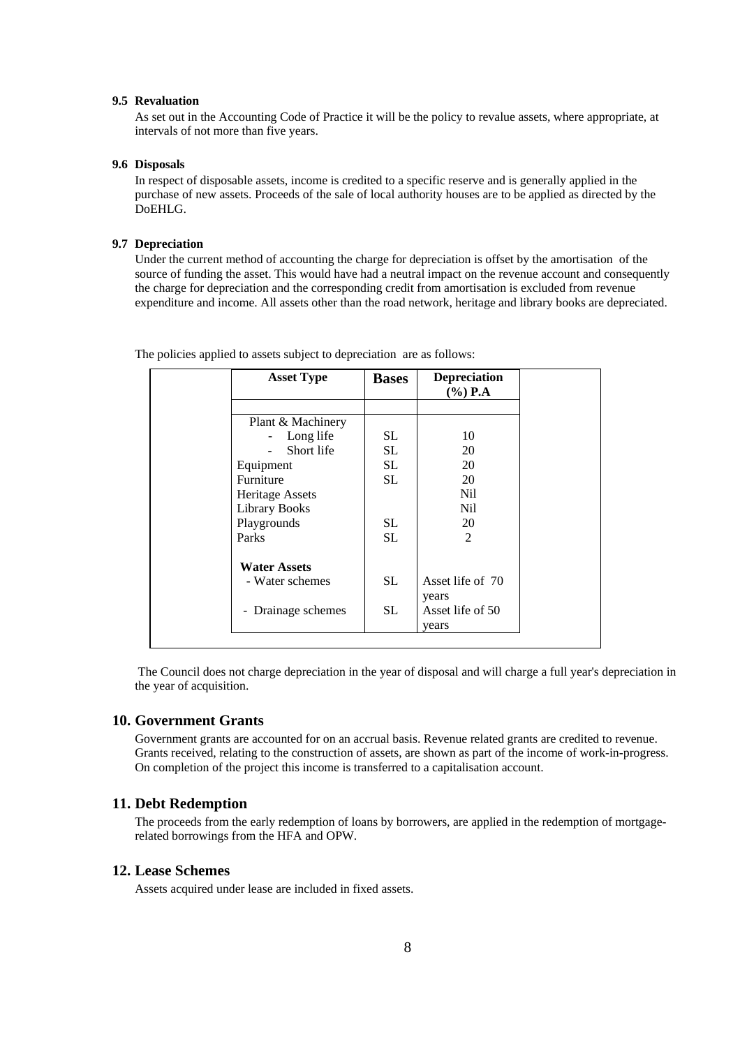**9.5 Revaluation**

As set out in the Accounting Code of Practice it will be the policy to revalue assets, where appropriate, at intervals of not more than five years.

**9.6 Disposals**

In respect of disposable assets, income is credited to a specific reserve and is generally applied in the purchase of new assets. Proceeds of the sale of local authority houses are to be applied as directed by the DoEHLG.

**9.7 Depreciation**

Under the current method of accounting the charge for depreciation is offset by the amortisation of the source of funding the asset. This would have had a neutral impact on the revenue account and consequently the charge for depreciation and the corresponding credit from amortisation is excluded from revenue expenditure and income. All assets other than the road network, heritage and library books are depreciated.

The policies applied to assets subject to depreciation are as follows:

| Asset Type | Bases | Depreciation (%) P.A |
|---|---|---|
| Plant & Machinery | | |
| - Long life | SL | 10 |
| - Short life | SL | 20 |
| Equipment | SL | 20 |
| Furniture | SL | 20 |
| Heritage Assets | | Nil |
| Library Books | | Nil |
| Playgrounds | SL | 20 |
| Parks | SL | 2 |
| **Water Assets** | | |
| - Water schemes | SL | Asset life of 70 years |
| - Drainage schemes | SL | Asset life of 50 years |

The Council does not charge depreciation in the year of disposal and will charge a full year's depreciation in the year of acquisition.

## 10. Government Grants

Government grants are accounted for on an accrual basis. Revenue related grants are credited to revenue. Grants received, relating to the construction of assets, are shown as part of the income of work-in-progress. On completion of the project this income is transferred to a capitalisation account.

## 11. Debt Redemption

The proceeds from the early redemption of loans by borrowers, are applied in the redemption of mortgage-related borrowings from the HFA and OPW.

## 12. Lease Schemes

Assets acquired under lease are included in fixed assets.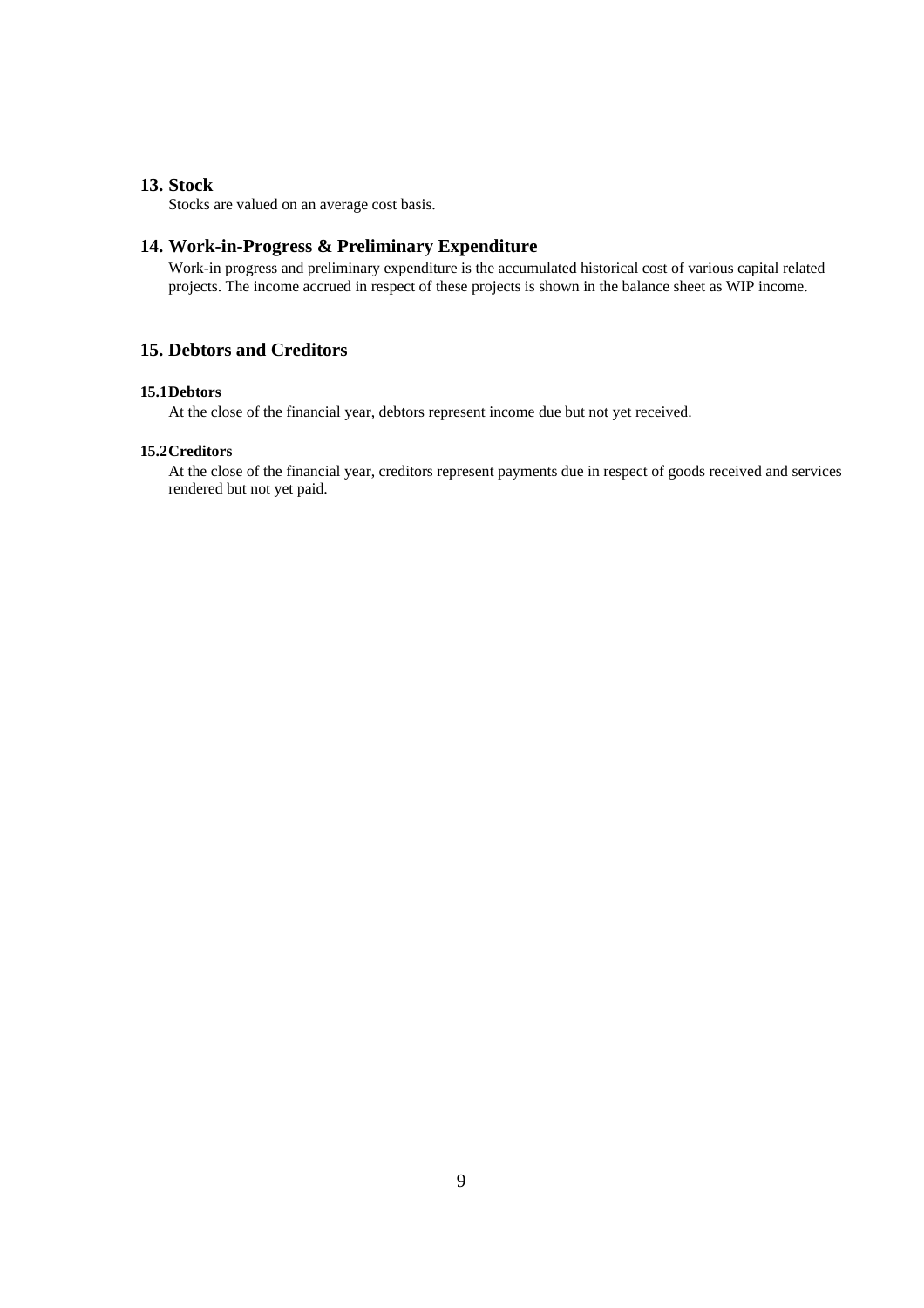## 13. Stock

Stocks are valued on an average cost basis.

## 14. Work-in-Progress & Preliminary Expenditure

Work-in progress and preliminary expenditure is the accumulated historical cost of various capital related projects. The income accrued in respect of these projects is shown in the balance sheet as WIP income.

## 15. Debtors and Creditors

### 15.1 Debtors

At the close of the financial year, debtors represent income due but not yet received.

### 15.2 Creditors

At the close of the financial year, creditors represent payments due in respect of goods received and services rendered but not yet paid.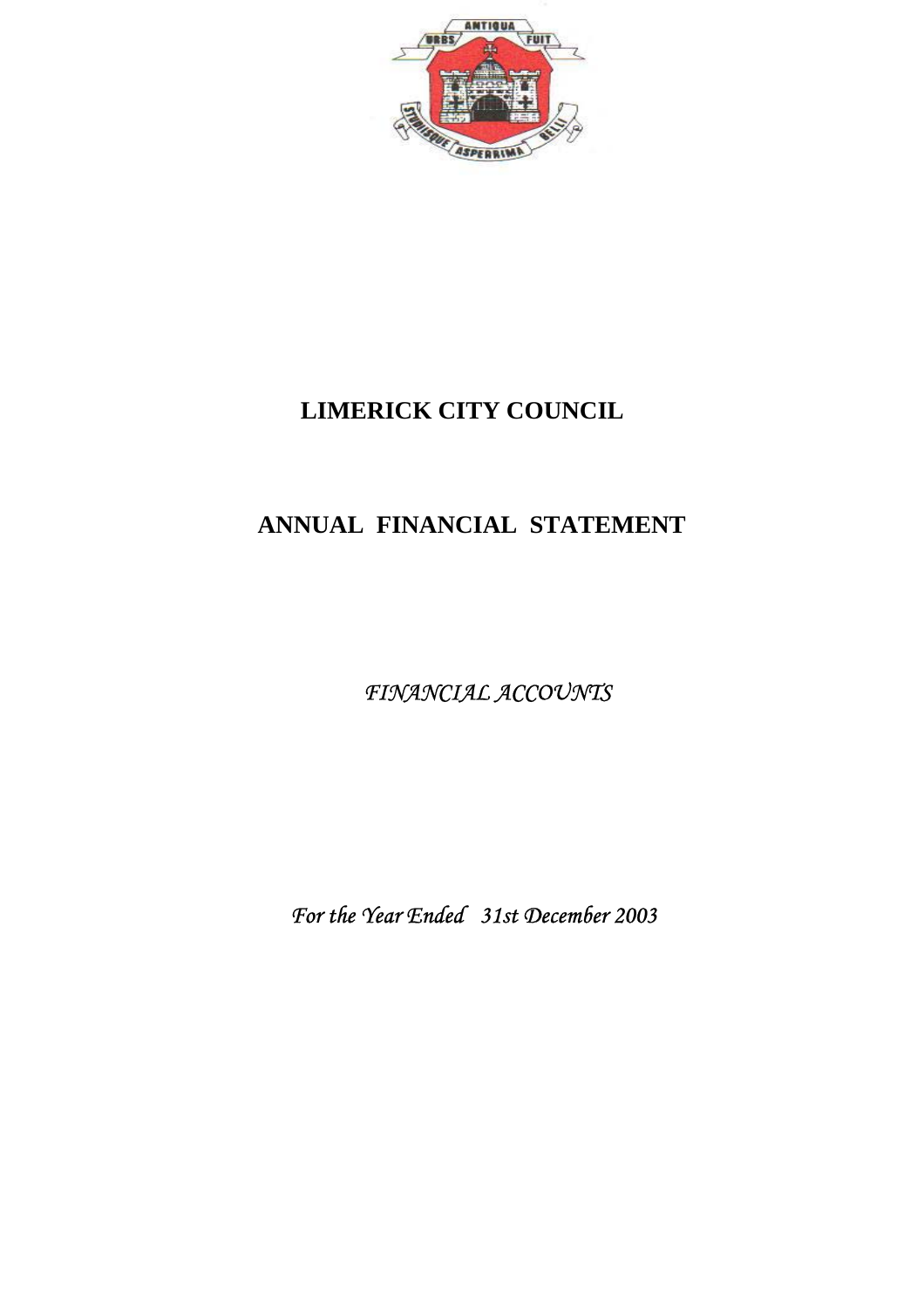# LIMERICK CITY COUNCIL

# ANNUAL FINANCIAL STATEMENT

*FINANCIAL ACCOUNTS*

*For the Year Ended 31st December 2003*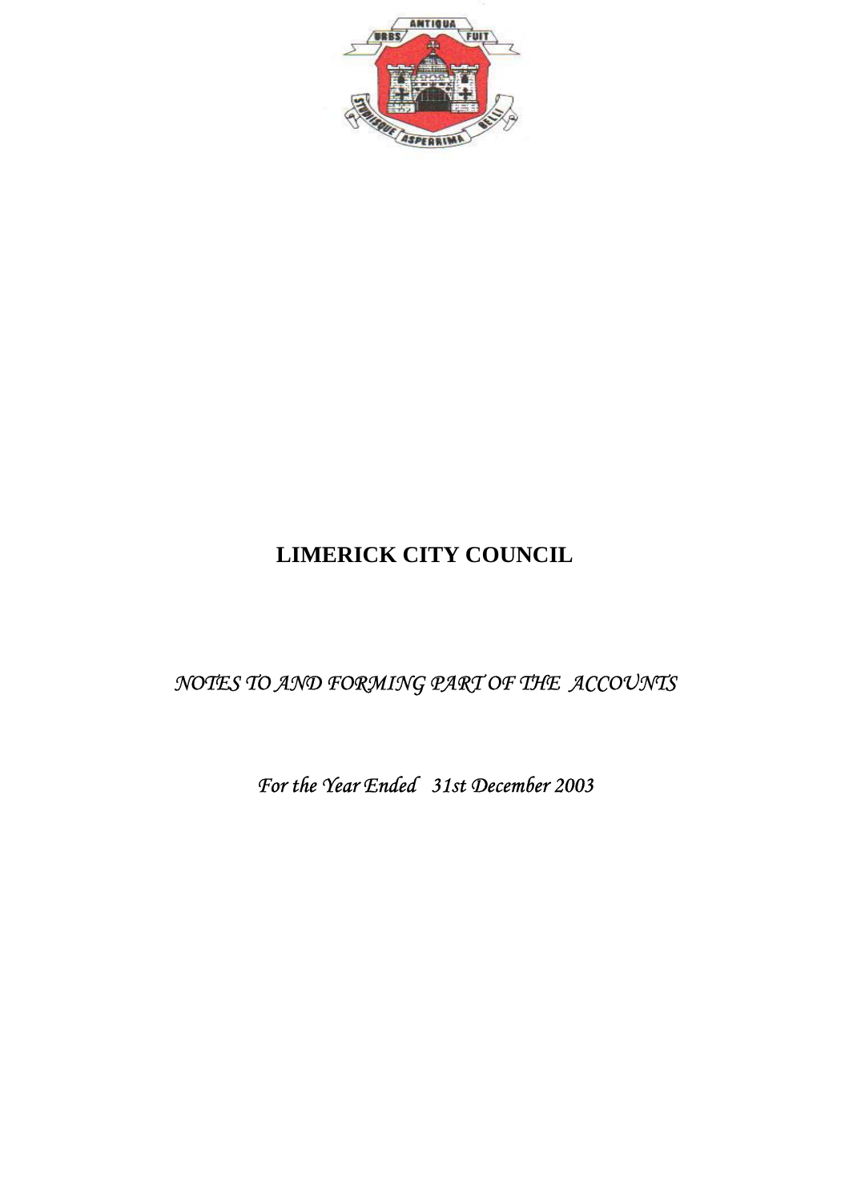# LIMERICK CITY COUNCIL

*NOTES TO AND FORMING PART OF THE ACCOUNTS*

*For the Year Ended 31st December 2003*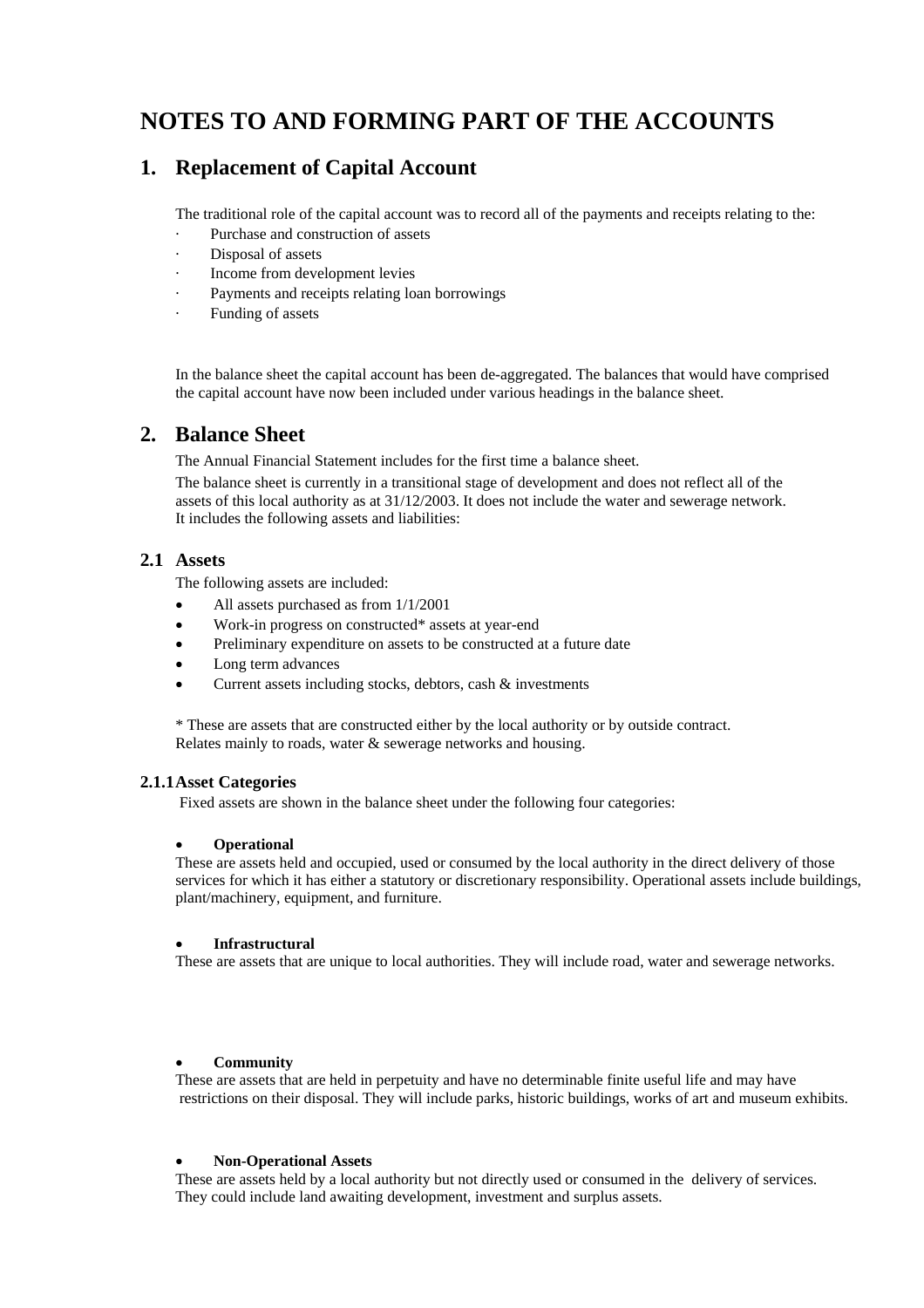# NOTES TO AND FORMING PART OF THE ACCOUNTS

## 1. Replacement of Capital Account

The traditional role of the capital account was to record all of the payments and receipts relating to the:

- Purchase and construction of assets
- Disposal of assets
- Income from development levies
- Payments and receipts relating loan borrowings
- Funding of assets

In the balance sheet the capital account has been de-aggregated. The balances that would have comprised the capital account have now been included under various headings in the balance sheet.

## 2. Balance Sheet

The Annual Financial Statement includes for the first time a balance sheet.

The balance sheet is currently in a transitional stage of development and does not reflect all of the assets of this local authority as at 31/12/2003. It does not include the water and sewerage network. It includes the following assets and liabilities:

### 2.1 Assets

The following assets are included:

- All assets purchased as from 1/1/2001
- Work-in progress on constructed* assets at year-end
- Preliminary expenditure on assets to be constructed at a future date
- Long term advances
- Current assets including stocks, debtors, cash & investments

* These are assets that are constructed either by the local authority or by outside contract. Relates mainly to roads, water & sewerage networks and housing.

#### 2.1.1 Asset Categories

Fixed assets are shown in the balance sheet under the following four categories:

- **Operational**

These are assets held and occupied, used or consumed by the local authority in the direct delivery of those services for which it has either a statutory or discretionary responsibility. Operational assets include buildings, plant/machinery, equipment, and furniture.

- **Infrastructural**

These are assets that are unique to local authorities. They will include road, water and sewerage networks.

- **Community**

These are assets that are held in perpetuity and have no determinable finite useful life and may have restrictions on their disposal. They will include parks, historic buildings, works of art and museum exhibits.

- **Non-Operational Assets**

These are assets held by a local authority but not directly used or consumed in the delivery of services. They could include land awaiting development, investment and surplus assets.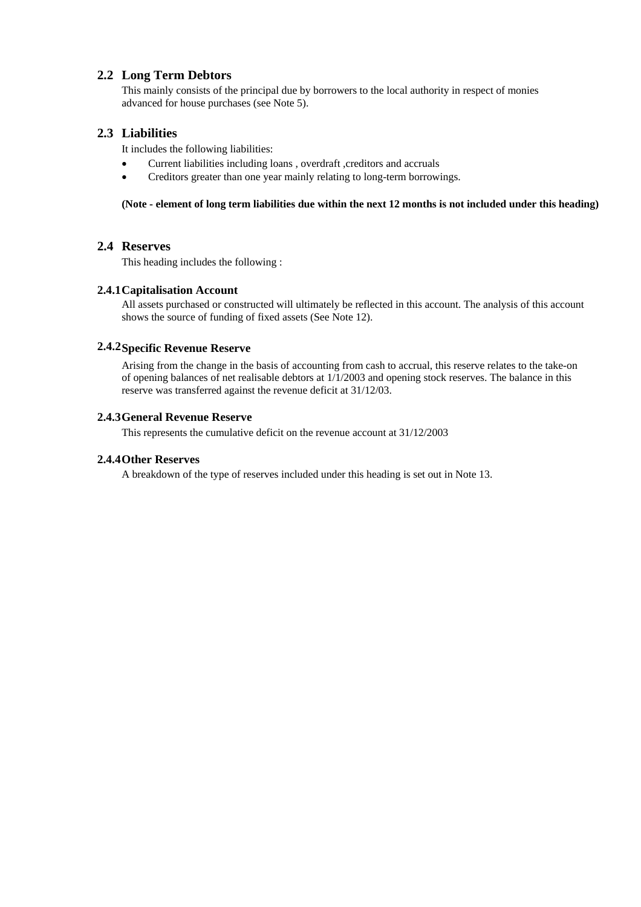## 2.2 Long Term Debtors

This mainly consists of the principal due by borrowers to the local authority in respect of monies advanced for house purchases (see Note 5).

## 2.3 Liabilities

It includes the following liabilities:

- Current liabilities including loans , overdraft ,creditors and accruals
- Creditors greater than one year mainly relating to long-term borrowings.

**(Note - element of long term liabilities due within the next 12 months is not included under this heading)**

## 2.4 Reserves

This heading includes the following :

### 2.4.1 Capitalisation Account

All assets purchased or constructed will ultimately be reflected in this account. The analysis of this account shows the source of funding of fixed assets (See Note 12).

### 2.4.2 Specific Revenue Reserve

Arising from the change in the basis of accounting from cash to accrual, this reserve relates to the take-on of opening balances of net realisable debtors at 1/1/2003 and opening stock reserves. The balance in this reserve was transferred against the revenue deficit at 31/12/03.

### 2.4.3 General Revenue Reserve

This represents the cumulative deficit on the revenue account at 31/12/2003

### 2.4.4 Other Reserves

A breakdown of the type of reserves included under this heading is set out in Note 13.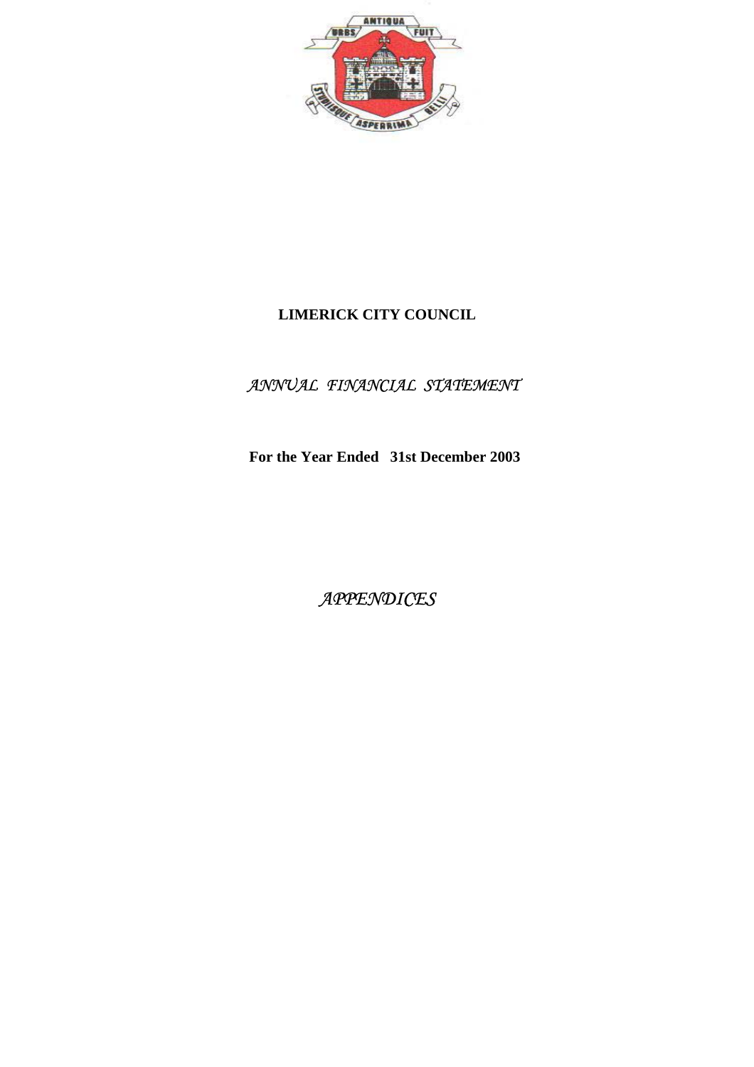**LIMERICK CITY COUNCIL**

*ANNUAL FINANCIAL STATEMENT*

**For the Year Ended 31st December 2003**

*APPENDICES*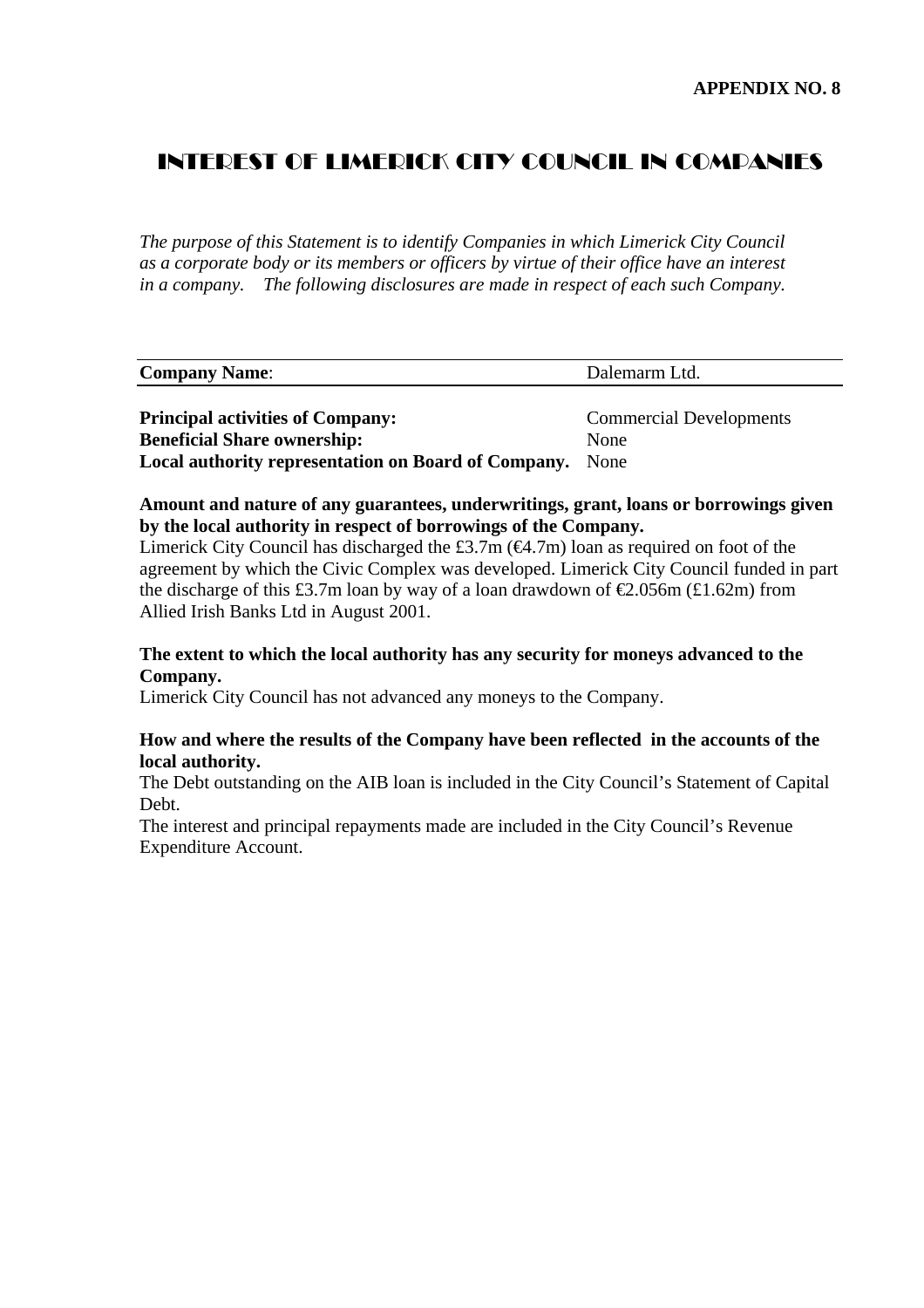**APPENDIX NO. 8**

# INTEREST OF LIMERICK CITY COUNCIL IN COMPANIES

*The purpose of this Statement is to identify Companies in which Limerick City Council as a corporate body or its members or officers by virtue of their office have an interest in a company. The following disclosures are made in respect of each such Company.*

| **Company Name**: | Dalemarm Ltd. |
|---|---|
| **Principal activities of Company:** | Commercial Developments |
| **Beneficial Share ownership:** | None |
| **Local authority representation on Board of Company.** | None |

**Amount and nature of any guarantees, underwritings, grant, loans or borrowings given by the local authority in respect of borrowings of the Company.**
Limerick City Council has discharged the £3.7m (€4.7m) loan as required on foot of the agreement by which the Civic Complex was developed. Limerick City Council funded in part the discharge of this £3.7m loan by way of a loan drawdown of €2.056m (£1.62m) from Allied Irish Banks Ltd in August 2001.

**The extent to which the local authority has any security for moneys advanced to the Company.**
Limerick City Council has not advanced any moneys to the Company.

**How and where the results of the Company have been reflected in the accounts of the local authority.**
The Debt outstanding on the AIB loan is included in the City Council's Statement of Capital Debt.
The interest and principal repayments made are included in the City Council's Revenue Expenditure Account.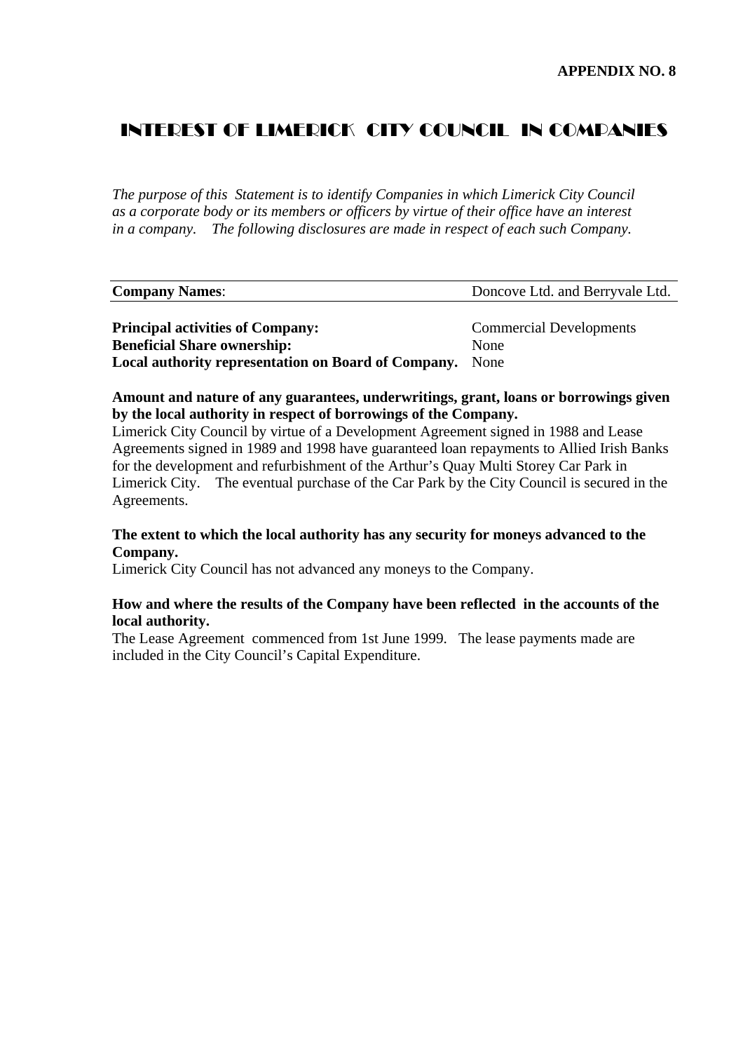**APPENDIX NO. 8**

# INTEREST OF LIMERICK CITY COUNCIL IN COMPANIES

*The purpose of this Statement is to identify Companies in which Limerick City Council as a corporate body or its members or officers by virtue of their office have an interest in a company. The following disclosures are made in respect of each such Company.*

| **Company Names**: | Doncove Ltd. and Berryvale Ltd. |
|---|---|

| | |
|---|---|
| **Principal activities of Company:** | Commercial Developments |
| **Beneficial Share ownership:** | None |
| **Local authority representation on Board of Company.** | None |

**Amount and nature of any guarantees, underwritings, grant, loans or borrowings given by the local authority in respect of borrowings of the Company.**

Limerick City Council by virtue of a Development Agreement signed in 1988 and Lease Agreements signed in 1989 and 1998 have guaranteed loan repayments to Allied Irish Banks for the development and refurbishment of the Arthur's Quay Multi Storey Car Park in Limerick City. The eventual purchase of the Car Park by the City Council is secured in the Agreements.

**The extent to which the local authority has any security for moneys advanced to the Company.**

Limerick City Council has not advanced any moneys to the Company.

**How and where the results of the Company have been reflected in the accounts of the local authority.**

The Lease Agreement commenced from 1st June 1999. The lease payments made are included in the City Council's Capital Expenditure.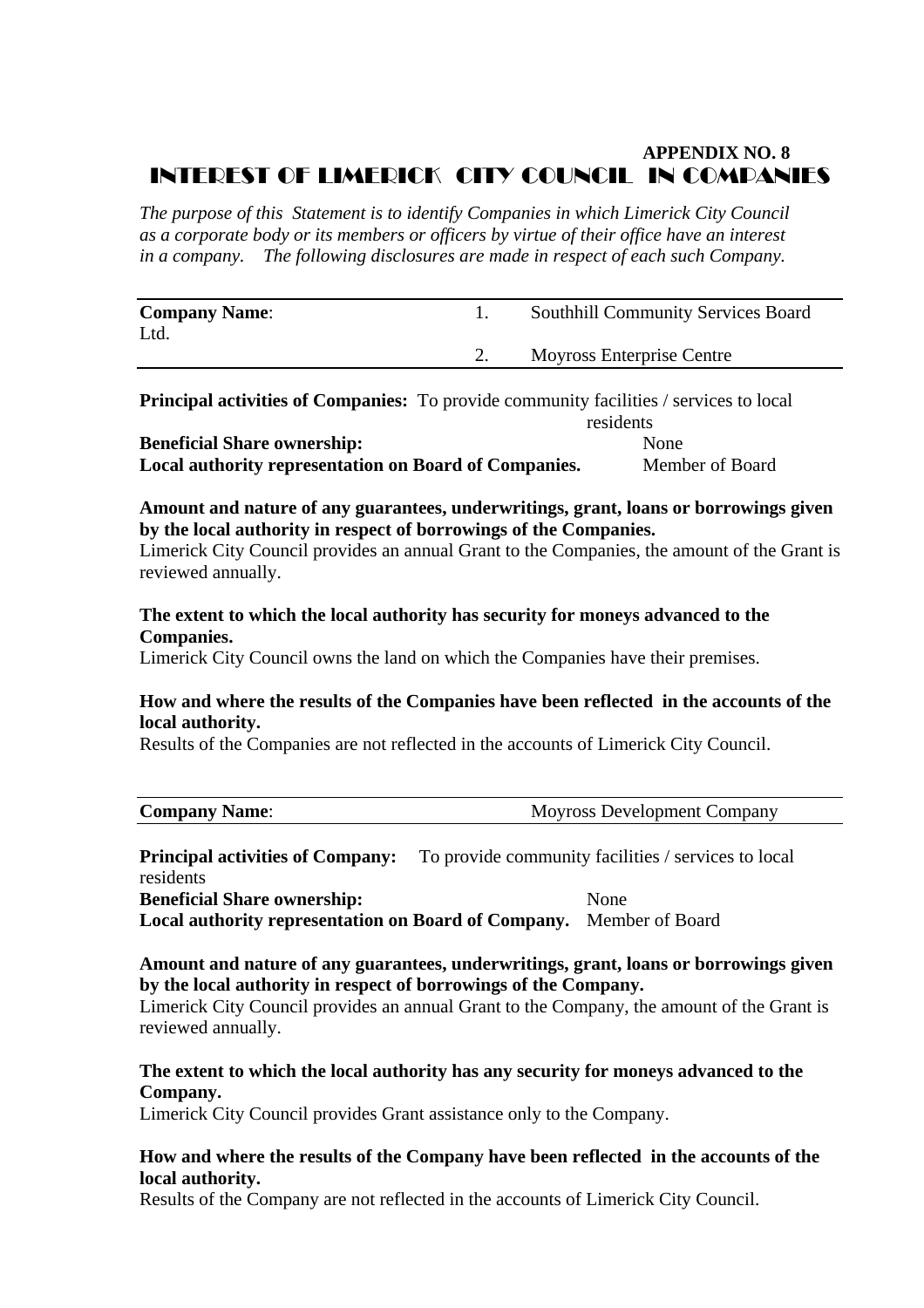**APPENDIX NO. 8**

# INTEREST OF LIMERICK CITY COUNCIL IN COMPANIES

*The purpose of this Statement is to identify Companies in which Limerick City Council as a corporate body or its members or officers by virtue of their office have an interest in a company. The following disclosures are made in respect of each such Company.*

**Company Name**:
1. Southhill Community Services Board Ltd.
2. Moyross Enterprise Centre

**Principal activities of Companies:** To provide community facilities / services to local residents

**Beneficial Share ownership:** None

**Local authority representation on Board of Companies.** Member of Board

**Amount and nature of any guarantees, underwritings, grant, loans or borrowings given by the local authority in respect of borrowings of the Companies.**

Limerick City Council provides an annual Grant to the Companies, the amount of the Grant is reviewed annually.

**The extent to which the local authority has security for moneys advanced to the Companies.**

Limerick City Council owns the land on which the Companies have their premises.

**How and where the results of the Companies have been reflected in the accounts of the local authority.**

Results of the Companies are not reflected in the accounts of Limerick City Council.

---

**Company Name**: Moyross Development Company

**Principal activities of Company:** To provide community facilities / services to local residents

**Beneficial Share ownership:** None

**Local authority representation on Board of Company.** Member of Board

**Amount and nature of any guarantees, underwritings, grant, loans or borrowings given by the local authority in respect of borrowings of the Company.**

Limerick City Council provides an annual Grant to the Company, the amount of the Grant is reviewed annually.

**The extent to which the local authority has any security for moneys advanced to the Company.**

Limerick City Council provides Grant assistance only to the Company.

**How and where the results of the Company have been reflected in the accounts of the local authority.**

Results of the Company are not reflected in the accounts of Limerick City Council.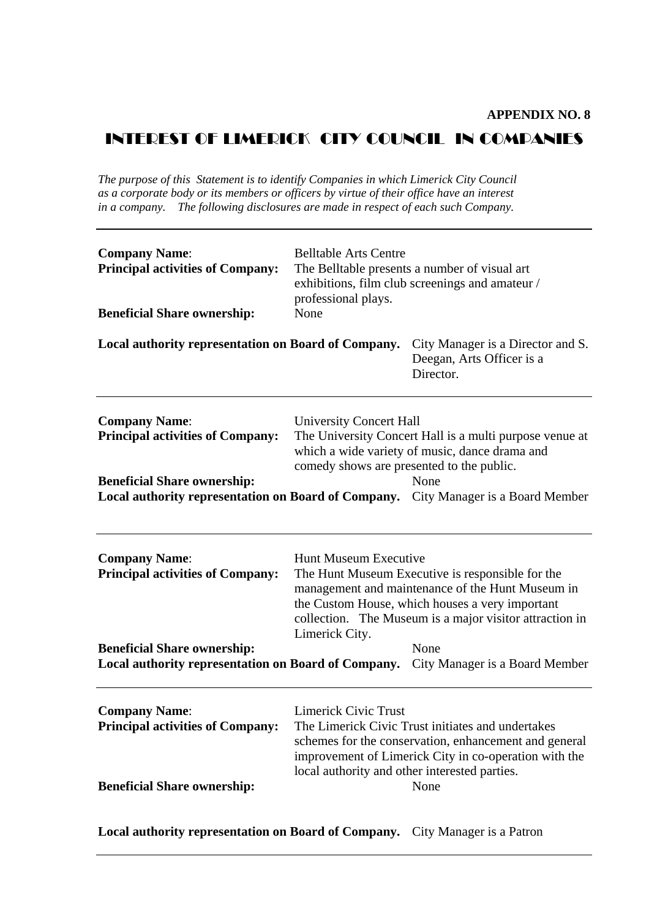**APPENDIX NO. 8**

# INTEREST OF LIMERICK CITY COUNCIL IN COMPANIES

*The purpose of this Statement is to identify Companies in which Limerick City Council as a corporate body or its members or officers by virtue of their office have an interest in a company. The following disclosures are made in respect of each such Company.*

---

**Company Name**: Belltable Arts Centre

**Principal activities of Company:** The Belltable presents a number of visual art exhibitions, film club screenings and amateur / professional plays.

**Beneficial Share ownership:** None

**Local authority representation on Board of Company.** City Manager is a Director and S. Deegan, Arts Officer is a Director.

---

**Company Name**: University Concert Hall

**Principal activities of Company:** The University Concert Hall is a multi purpose venue at which a wide variety of music, dance drama and comedy shows are presented to the public.

**Beneficial Share ownership:** None

**Local authority representation on Board of Company.** City Manager is a Board Member

---

**Company Name**: Hunt Museum Executive

**Principal activities of Company:** The Hunt Museum Executive is responsible for the management and maintenance of the Hunt Museum in the Custom House, which houses a very important collection. The Museum is a major visitor attraction in Limerick City.

**Beneficial Share ownership:** None

**Local authority representation on Board of Company.** City Manager is a Board Member

---

**Company Name**: Limerick Civic Trust

**Principal activities of Company:** The Limerick Civic Trust initiates and undertakes schemes for the conservation, enhancement and general improvement of Limerick City in co-operation with the local authority and other interested parties.

**Beneficial Share ownership:** None

**Local authority representation on Board of Company.** City Manager is a Patron

---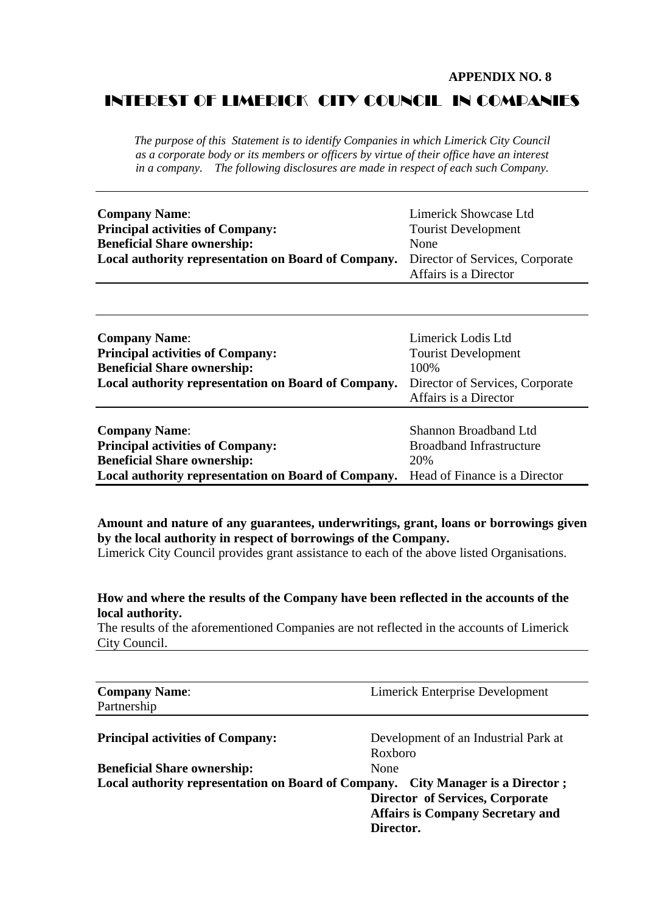**APPENDIX NO. 8**

# INTEREST OF LIMERICK CITY COUNCIL IN COMPANIES

*The purpose of this Statement is to identify Companies in which Limerick City Council as a corporate body or its members or officers by virtue of their office have an interest in a company. The following disclosures are made in respect of each such Company.*

| | |
|---|---|
| **Company Name**: | Limerick Showcase Ltd |
| **Principal activities of Company:** | Tourist Development |
| **Beneficial Share ownership:** | None |
| **Local authority representation on Board of Company.** | Director of Services, Corporate Affairs is a Director |

| | |
|---|---|
| **Company Name**: | Limerick Lodis Ltd |
| **Principal activities of Company:** | Tourist Development |
| **Beneficial Share ownership:** | 100% |
| **Local authority representation on Board of Company.** | Director of Services, Corporate Affairs is a Director |

| | |
|---|---|
| **Company Name**: | Shannon Broadband Ltd |
| **Principal activities of Company:** | Broadband Infrastructure |
| **Beneficial Share ownership:** | 20% |
| **Local authority representation on Board of Company.** | Head of Finance is a Director |

**Amount and nature of any guarantees, underwritings, grant, loans or borrowings given by the local authority in respect of borrowings of the Company.**
Limerick City Council provides grant assistance to each of the above listed Organisations.

**How and where the results of the Company have been reflected in the accounts of the local authority.**
The results of the aforementioned Companies are not reflected in the accounts of Limerick City Council.

| | |
|---|---|
| **Company Name**: | Limerick Enterprise Development Partnership |
| **Principal activities of Company:** | Development of an Industrial Park at Roxboro |
| **Beneficial Share ownership:** | None |
| **Local authority representation on Board of Company.** | **City Manager is a Director ; Director of Services, Corporate Affairs is Company Secretary and Director.** |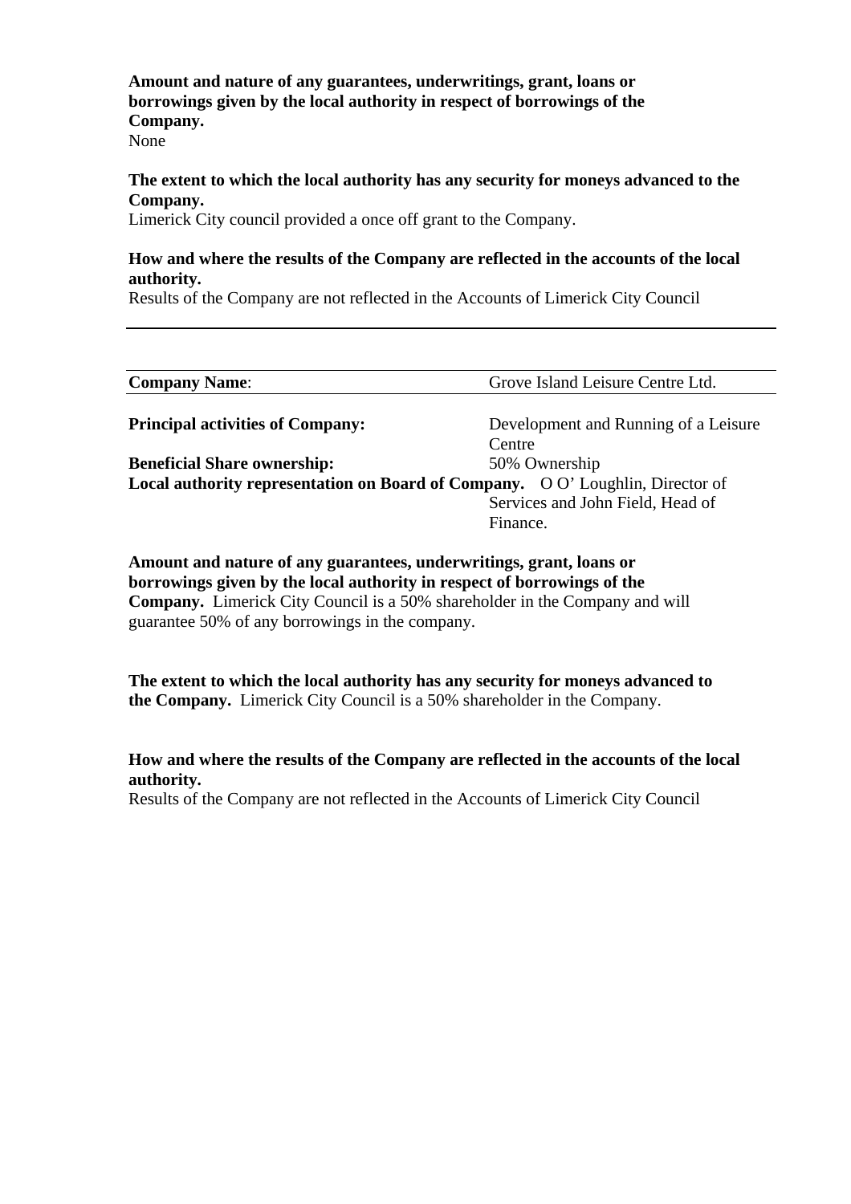**Amount and nature of any guarantees, underwritings, grant, loans or borrowings given by the local authority in respect of borrowings of the Company.**
None

**The extent to which the local authority has any security for moneys advanced to the Company.**
Limerick City council provided a once off grant to the Company.

**How and where the results of the Company are reflected in the accounts of the local authority.**
Results of the Company are not reflected in the Accounts of Limerick City Council

---

| **Company Name**: | Grove Island Leisure Centre Ltd. |
|---|---|

**Principal activities of Company:** Development and Running of a Leisure Centre

**Beneficial Share ownership:** 50% Ownership

**Local authority representation on Board of Company.** O O' Loughlin, Director of Services and John Field, Head of Finance.

**Amount and nature of any guarantees, underwritings, grant, loans or borrowings given by the local authority in respect of borrowings of the Company.** Limerick City Council is a 50% shareholder in the Company and will guarantee 50% of any borrowings in the company.

**The extent to which the local authority has any security for moneys advanced to the Company.** Limerick City Council is a 50% shareholder in the Company.

**How and where the results of the Company are reflected in the accounts of the local authority.**
Results of the Company are not reflected in the Accounts of Limerick City Council